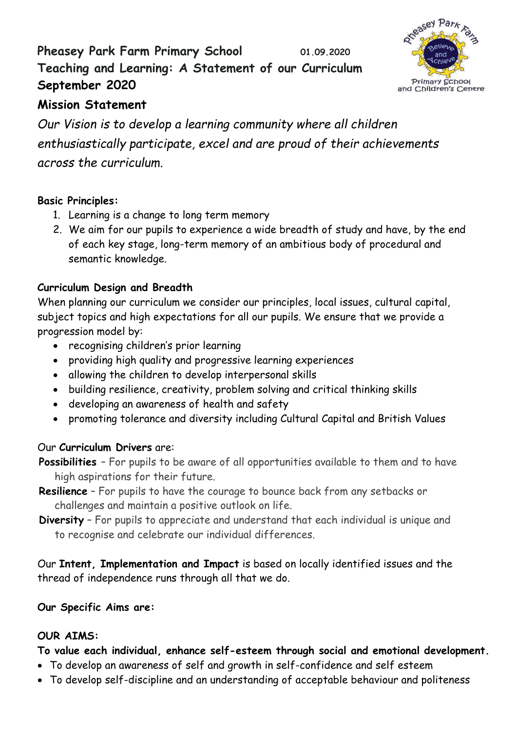# Pheasey Park Farm Primary School

01.09.2020

## Teaching and Learning: A Statement of our Curriculum September 2020

## Mission Statement

*Our Vision is to develop a learning community where all children enthusiastically participate, excel and are proud of their achievements across the curriculum.*

**Basic Principles:**

1. Learning is a change to long term memory
2. We aim for our pupils to experience a wide breadth of study and have, by the end of each key stage, long-term memory of an ambitious body of procedural and semantic knowledge.

**Curriculum Design and Breadth**

When planning our curriculum we consider our principles, local issues, cultural capital, subject topics and high expectations for all our pupils. We ensure that we provide a progression model by:

- recognising children's prior learning
- providing high quality and progressive learning experiences
- allowing the children to develop interpersonal skills
- building resilience, creativity, problem solving and critical thinking skills
- developing an awareness of health and safety
- promoting tolerance and diversity including Cultural Capital and British Values

Our **Curriculum Drivers** are:

**Possibilities** – For pupils to be aware of all opportunities available to them and to have high aspirations for their future.

**Resilience** – For pupils to have the courage to bounce back from any setbacks or challenges and maintain a positive outlook on life.

**Diversity** – For pupils to appreciate and understand that each individual is unique and to recognise and celebrate our individual differences.

Our **Intent, Implementation and Impact** is based on locally identified issues and the thread of independence runs through all that we do.

**Our Specific Aims are:**

**OUR AIMS:**

**To value each individual, enhance self-esteem through social and emotional development.**

- To develop an awareness of self and growth in self-confidence and self esteem
- To develop self-discipline and an understanding of acceptable behaviour and politeness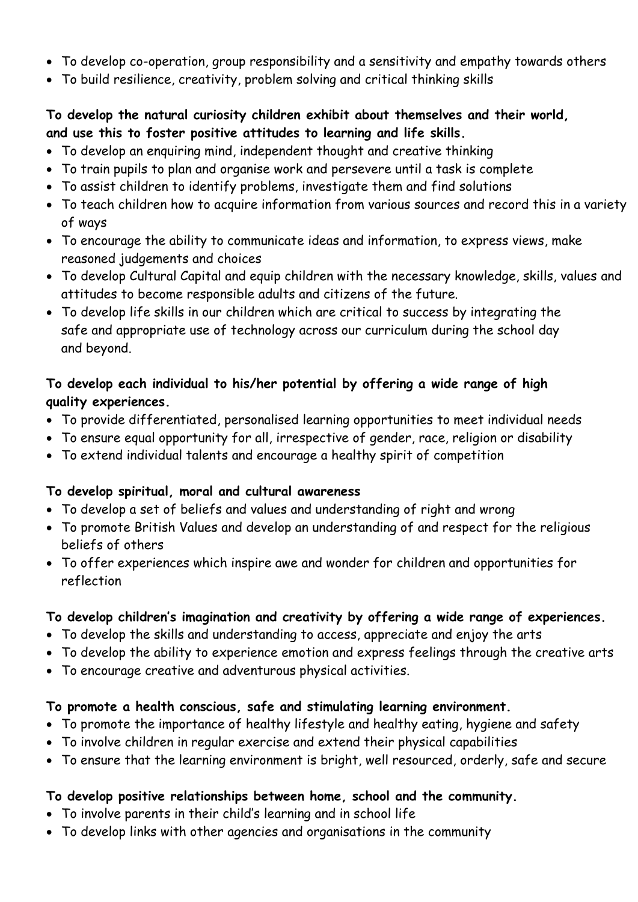- To develop co-operation, group responsibility and a sensitivity and empathy towards others
- To build resilience, creativity, problem solving and critical thinking skills

**To develop the natural curiosity children exhibit about themselves and their world, and use this to foster positive attitudes to learning and life skills.**

- To develop an enquiring mind, independent thought and creative thinking
- To train pupils to plan and organise work and persevere until a task is complete
- To assist children to identify problems, investigate them and find solutions
- To teach children how to acquire information from various sources and record this in a variety of ways
- To encourage the ability to communicate ideas and information, to express views, make reasoned judgements and choices
- To develop Cultural Capital and equip children with the necessary knowledge, skills, values and attitudes to become responsible adults and citizens of the future.
- To develop life skills in our children which are critical to success by integrating the safe and appropriate use of technology across our curriculum during the school day and beyond.

**To develop each individual to his/her potential by offering a wide range of high quality experiences.**

- To provide differentiated, personalised learning opportunities to meet individual needs
- To ensure equal opportunity for all, irrespective of gender, race, religion or disability
- To extend individual talents and encourage a healthy spirit of competition

**To develop spiritual, moral and cultural awareness**

- To develop a set of beliefs and values and understanding of right and wrong
- To promote British Values and develop an understanding of and respect for the religious beliefs of others
- To offer experiences which inspire awe and wonder for children and opportunities for reflection

**To develop children's imagination and creativity by offering a wide range of experiences.**

- To develop the skills and understanding to access, appreciate and enjoy the arts
- To develop the ability to experience emotion and express feelings through the creative arts
- To encourage creative and adventurous physical activities.

**To promote a health conscious, safe and stimulating learning environment.**

- To promote the importance of healthy lifestyle and healthy eating, hygiene and safety
- To involve children in regular exercise and extend their physical capabilities
- To ensure that the learning environment is bright, well resourced, orderly, safe and secure

**To develop positive relationships between home, school and the community.**

- To involve parents in their child's learning and in school life
- To develop links with other agencies and organisations in the community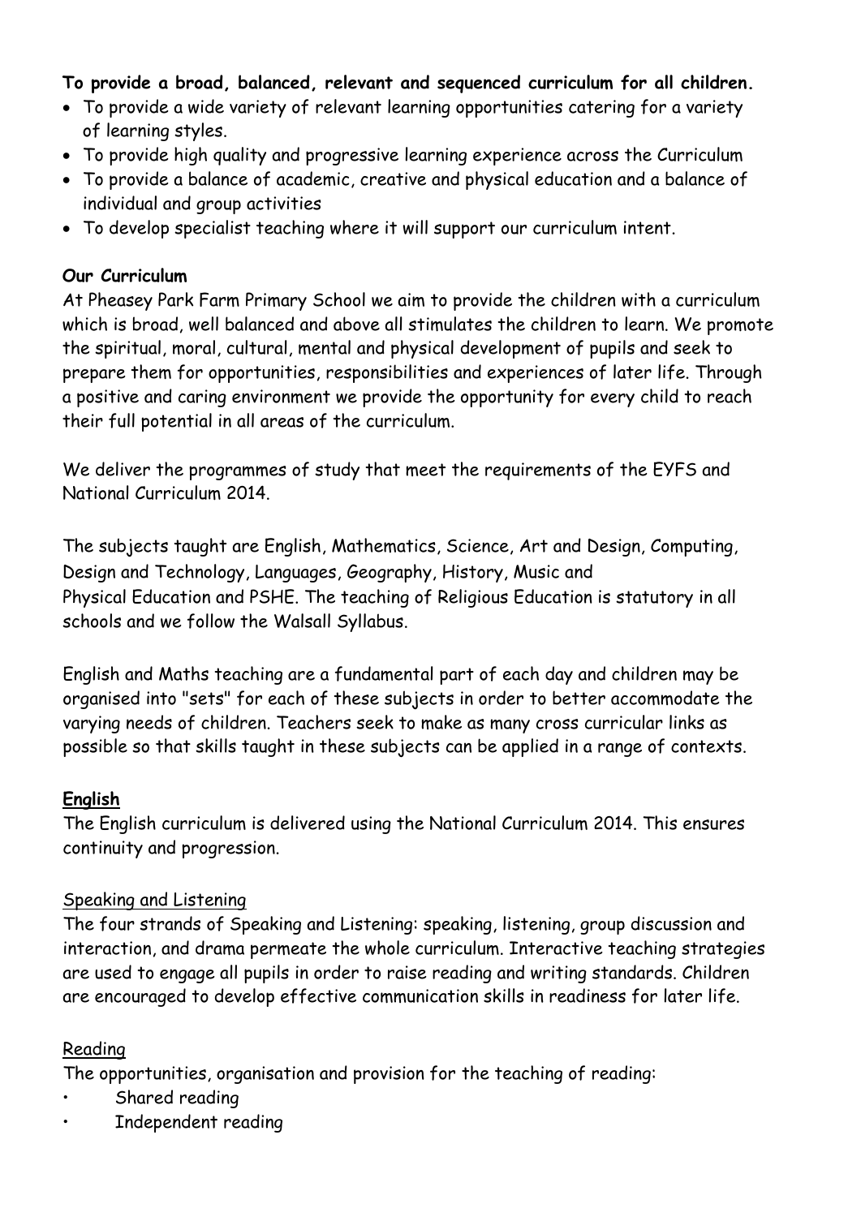**To provide a broad, balanced, relevant and sequenced curriculum for all children.**

- To provide a wide variety of relevant learning opportunities catering for a variety of learning styles.
- To provide high quality and progressive learning experience across the Curriculum
- To provide a balance of academic, creative and physical education and a balance of individual and group activities
- To develop specialist teaching where it will support our curriculum intent.

**Our Curriculum**

At Pheasey Park Farm Primary School we aim to provide the children with a curriculum which is broad, well balanced and above all stimulates the children to learn. We promote the spiritual, moral, cultural, mental and physical development of pupils and seek to prepare them for opportunities, responsibilities and experiences of later life. Through a positive and caring environment we provide the opportunity for every child to reach their full potential in all areas of the curriculum.

We deliver the programmes of study that meet the requirements of the EYFS and National Curriculum 2014.

The subjects taught are English, Mathematics, Science, Art and Design, Computing, Design and Technology, Languages, Geography, History, Music and Physical Education and PSHE. The teaching of Religious Education is statutory in all schools and we follow the Walsall Syllabus.

English and Maths teaching are a fundamental part of each day and children may be organised into "sets" for each of these subjects in order to better accommodate the varying needs of children. Teachers seek to make as many cross curricular links as possible so that skills taught in these subjects can be applied in a range of contexts.

**English**

The English curriculum is delivered using the National Curriculum 2014. This ensures continuity and progression.

Speaking and Listening

The four strands of Speaking and Listening: speaking, listening, group discussion and interaction, and drama permeate the whole curriculum. Interactive teaching strategies are used to engage all pupils in order to raise reading and writing standards. Children are encouraged to develop effective communication skills in readiness for later life.

Reading

The opportunities, organisation and provision for the teaching of reading:

- Shared reading
- Independent reading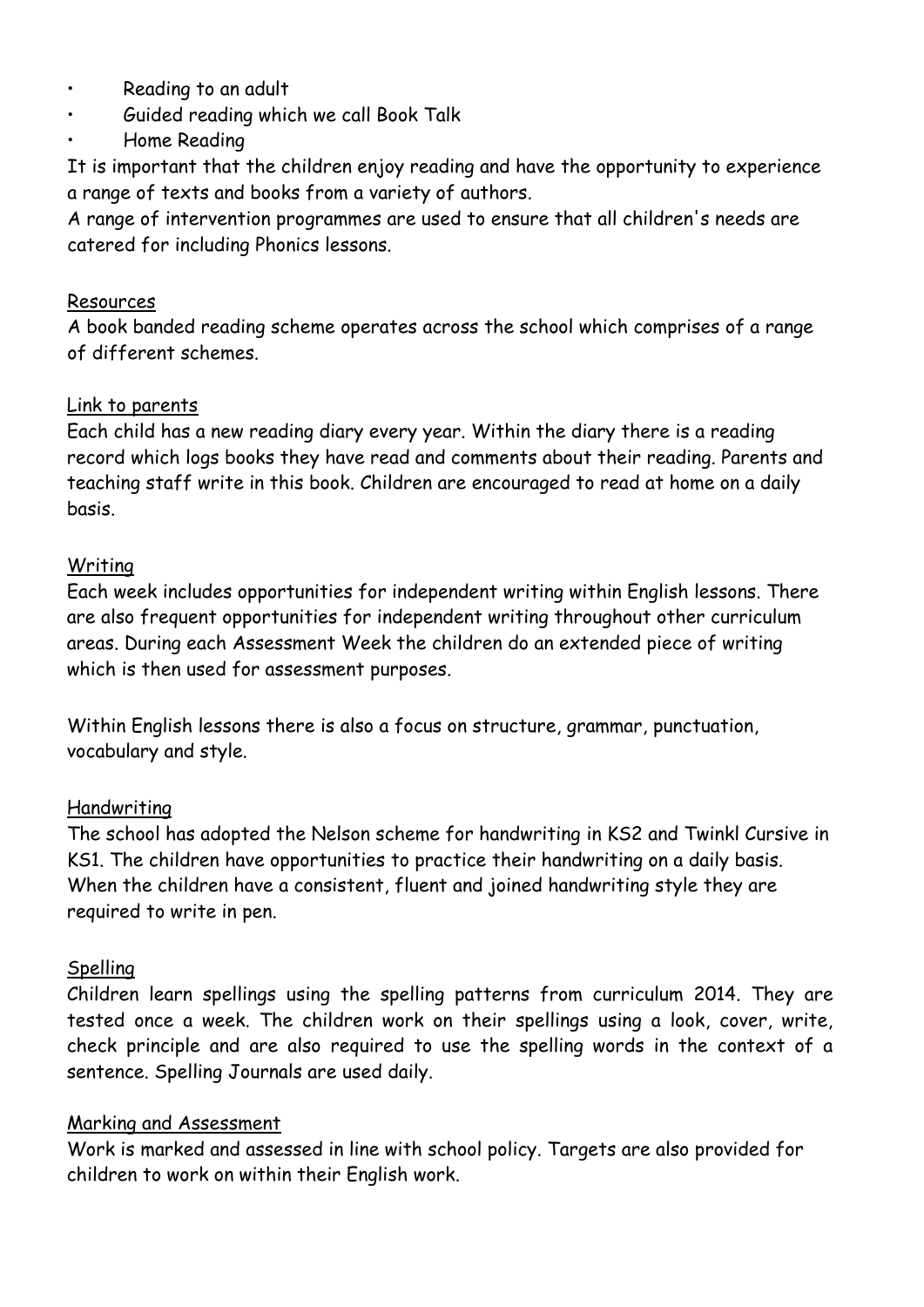- Reading to an adult
- Guided reading which we call Book Talk
- Home Reading

It is important that the children enjoy reading and have the opportunity to experience a range of texts and books from a variety of authors.
A range of intervention programmes are used to ensure that all children's needs are catered for including Phonics lessons.

### Resources

A book banded reading scheme operates across the school which comprises of a range of different schemes.

### Link to parents

Each child has a new reading diary every year. Within the diary there is a reading record which logs books they have read and comments about their reading. Parents and teaching staff write in this book. Children are encouraged to read at home on a daily basis.

### Writing

Each week includes opportunities for independent writing within English lessons. There are also frequent opportunities for independent writing throughout other curriculum areas. During each Assessment Week the children do an extended piece of writing which is then used for assessment purposes.

Within English lessons there is also a focus on structure, grammar, punctuation, vocabulary and style.

### Handwriting

The school has adopted the Nelson scheme for handwriting in KS2 and Twinkl Cursive in KS1. The children have opportunities to practice their handwriting on a daily basis. When the children have a consistent, fluent and joined handwriting style they are required to write in pen.

### Spelling

Children learn spellings using the spelling patterns from curriculum 2014. They are tested once a week. The children work on their spellings using a look, cover, write, check principle and are also required to use the spelling words in the context of a sentence. Spelling Journals are used daily.

### Marking and Assessment

Work is marked and assessed in line with school policy. Targets are also provided for children to work on within their English work.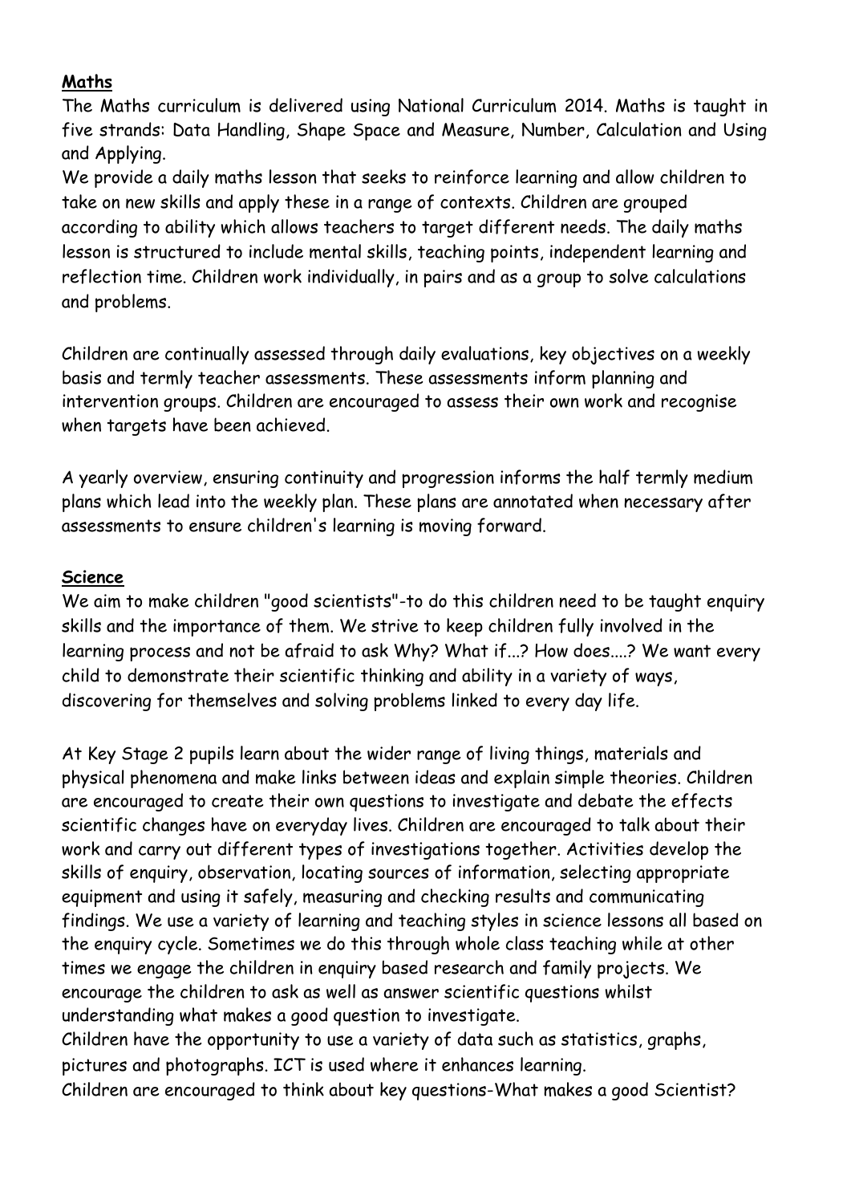**Maths**

The Maths curriculum is delivered using National Curriculum 2014. Maths is taught in five strands: Data Handling, Shape Space and Measure, Number, Calculation and Using and Applying.

We provide a daily maths lesson that seeks to reinforce learning and allow children to take on new skills and apply these in a range of contexts. Children are grouped according to ability which allows teachers to target different needs. The daily maths lesson is structured to include mental skills, teaching points, independent learning and reflection time. Children work individually, in pairs and as a group to solve calculations and problems.

Children are continually assessed through daily evaluations, key objectives on a weekly basis and termly teacher assessments. These assessments inform planning and intervention groups. Children are encouraged to assess their own work and recognise when targets have been achieved.

A yearly overview, ensuring continuity and progression informs the half termly medium plans which lead into the weekly plan. These plans are annotated when necessary after assessments to ensure children's learning is moving forward.

**Science**

We aim to make children "good scientists"-to do this children need to be taught enquiry skills and the importance of them. We strive to keep children fully involved in the learning process and not be afraid to ask Why? What if...? How does....? We want every child to demonstrate their scientific thinking and ability in a variety of ways, discovering for themselves and solving problems linked to every day life.

At Key Stage 2 pupils learn about the wider range of living things, materials and physical phenomena and make links between ideas and explain simple theories. Children are encouraged to create their own questions to investigate and debate the effects scientific changes have on everyday lives. Children are encouraged to talk about their work and carry out different types of investigations together. Activities develop the skills of enquiry, observation, locating sources of information, selecting appropriate equipment and using it safely, measuring and checking results and communicating findings. We use a variety of learning and teaching styles in science lessons all based on the enquiry cycle. Sometimes we do this through whole class teaching while at other times we engage the children in enquiry based research and family projects. We encourage the children to ask as well as answer scientific questions whilst understanding what makes a good question to investigate.

Children have the opportunity to use a variety of data such as statistics, graphs, pictures and photographs. ICT is used where it enhances learning.

Children are encouraged to think about key questions-What makes a good Scientist?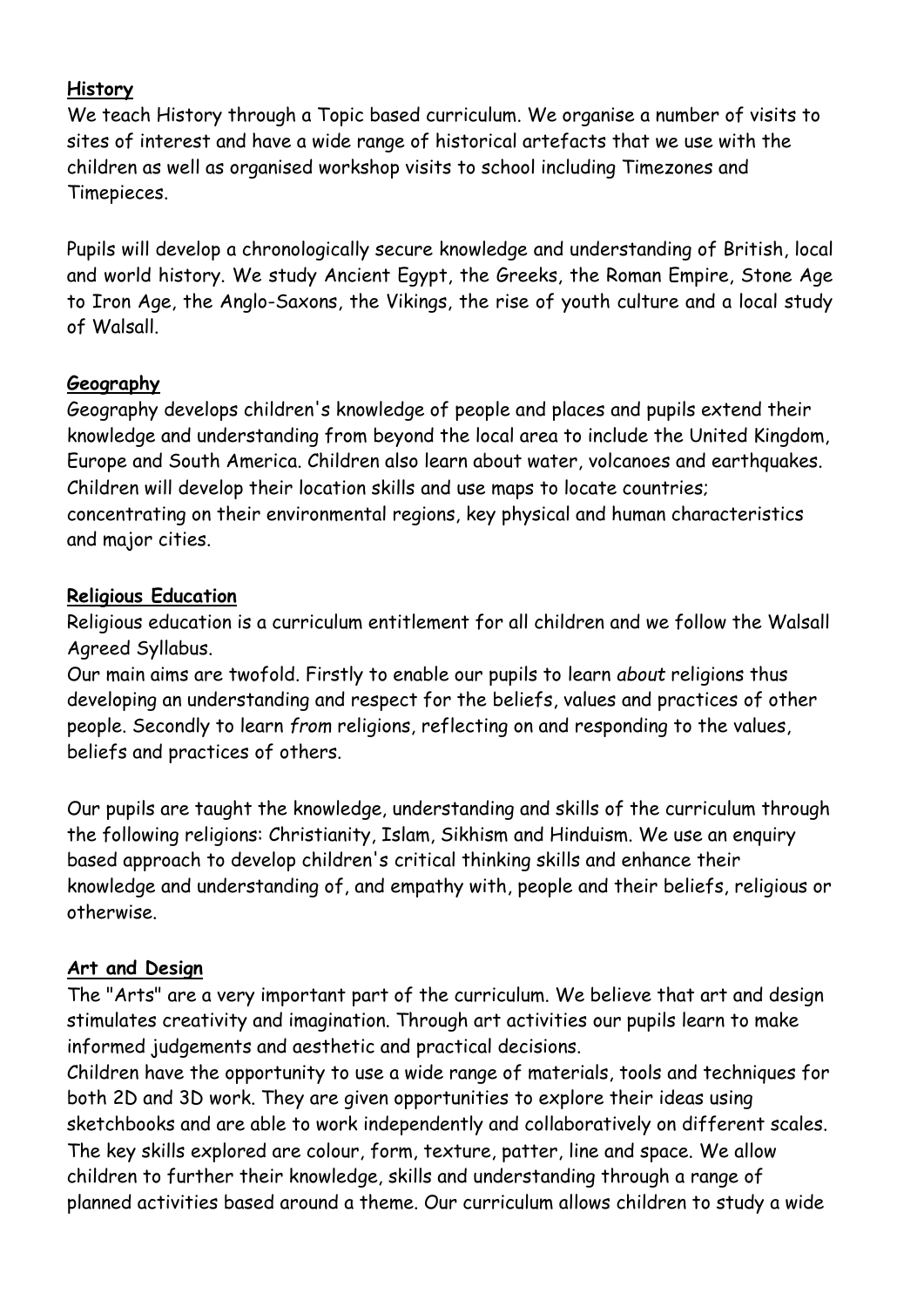**History**

We teach History through a Topic based curriculum. We organise a number of visits to sites of interest and have a wide range of historical artefacts that we use with the children as well as organised workshop visits to school including Timezones and Timepieces.

Pupils will develop a chronologically secure knowledge and understanding of British, local and world history. We study Ancient Egypt, the Greeks, the Roman Empire, Stone Age to Iron Age, the Anglo-Saxons, the Vikings, the rise of youth culture and a local study of Walsall.

**Geography**

Geography develops children's knowledge of people and places and pupils extend their knowledge and understanding from beyond the local area to include the United Kingdom, Europe and South America. Children also learn about water, volcanoes and earthquakes. Children will develop their location skills and use maps to locate countries; concentrating on their environmental regions, key physical and human characteristics and major cities.

**Religious Education**

Religious education is a curriculum entitlement for all children and we follow the Walsall Agreed Syllabus.

Our main aims are twofold. Firstly to enable our pupils to learn *about* religions thus developing an understanding and respect for the beliefs, values and practices of other people. Secondly to learn *from* religions, reflecting on and responding to the values, beliefs and practices of others.

Our pupils are taught the knowledge, understanding and skills of the curriculum through the following religions: Christianity, Islam, Sikhism and Hinduism. We use an enquiry based approach to develop children's critical thinking skills and enhance their knowledge and understanding of, and empathy with, people and their beliefs, religious or otherwise.

**Art and Design**

The "Arts" are a very important part of the curriculum. We believe that art and design stimulates creativity and imagination. Through art activities our pupils learn to make informed judgements and aesthetic and practical decisions.

Children have the opportunity to use a wide range of materials, tools and techniques for both 2D and 3D work. They are given opportunities to explore their ideas using sketchbooks and are able to work independently and collaboratively on different scales. The key skills explored are colour, form, texture, patter, line and space. We allow children to further their knowledge, skills and understanding through a range of planned activities based around a theme. Our curriculum allows children to study a wide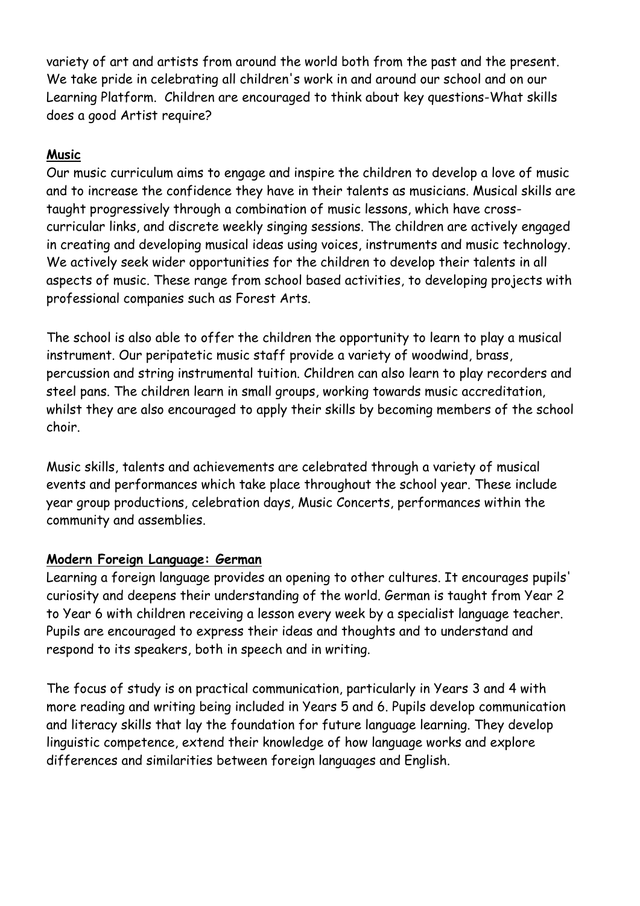variety of art and artists from around the world both from the past and the present. We take pride in celebrating all children's work in and around our school and on our Learning Platform. Children are encouraged to think about key questions-What skills does a good Artist require?

## Music

Our music curriculum aims to engage and inspire the children to develop a love of music and to increase the confidence they have in their talents as musicians. Musical skills are taught progressively through a combination of music lessons, which have cross-curricular links, and discrete weekly singing sessions. The children are actively engaged in creating and developing musical ideas using voices, instruments and music technology. We actively seek wider opportunities for the children to develop their talents in all aspects of music. These range from school based activities, to developing projects with professional companies such as Forest Arts.

The school is also able to offer the children the opportunity to learn to play a musical instrument. Our peripatetic music staff provide a variety of woodwind, brass, percussion and string instrumental tuition. Children can also learn to play recorders and steel pans. The children learn in small groups, working towards music accreditation, whilst they are also encouraged to apply their skills by becoming members of the school choir.

Music skills, talents and achievements are celebrated through a variety of musical events and performances which take place throughout the school year. These include year group productions, celebration days, Music Concerts, performances within the community and assemblies.

## Modern Foreign Language: German

Learning a foreign language provides an opening to other cultures. It encourages pupils' curiosity and deepens their understanding of the world. German is taught from Year 2 to Year 6 with children receiving a lesson every week by a specialist language teacher. Pupils are encouraged to express their ideas and thoughts and to understand and respond to its speakers, both in speech and in writing.

The focus of study is on practical communication, particularly in Years 3 and 4 with more reading and writing being included in Years 5 and 6. Pupils develop communication and literacy skills that lay the foundation for future language learning. They develop linguistic competence, extend their knowledge of how language works and explore differences and similarities between foreign languages and English.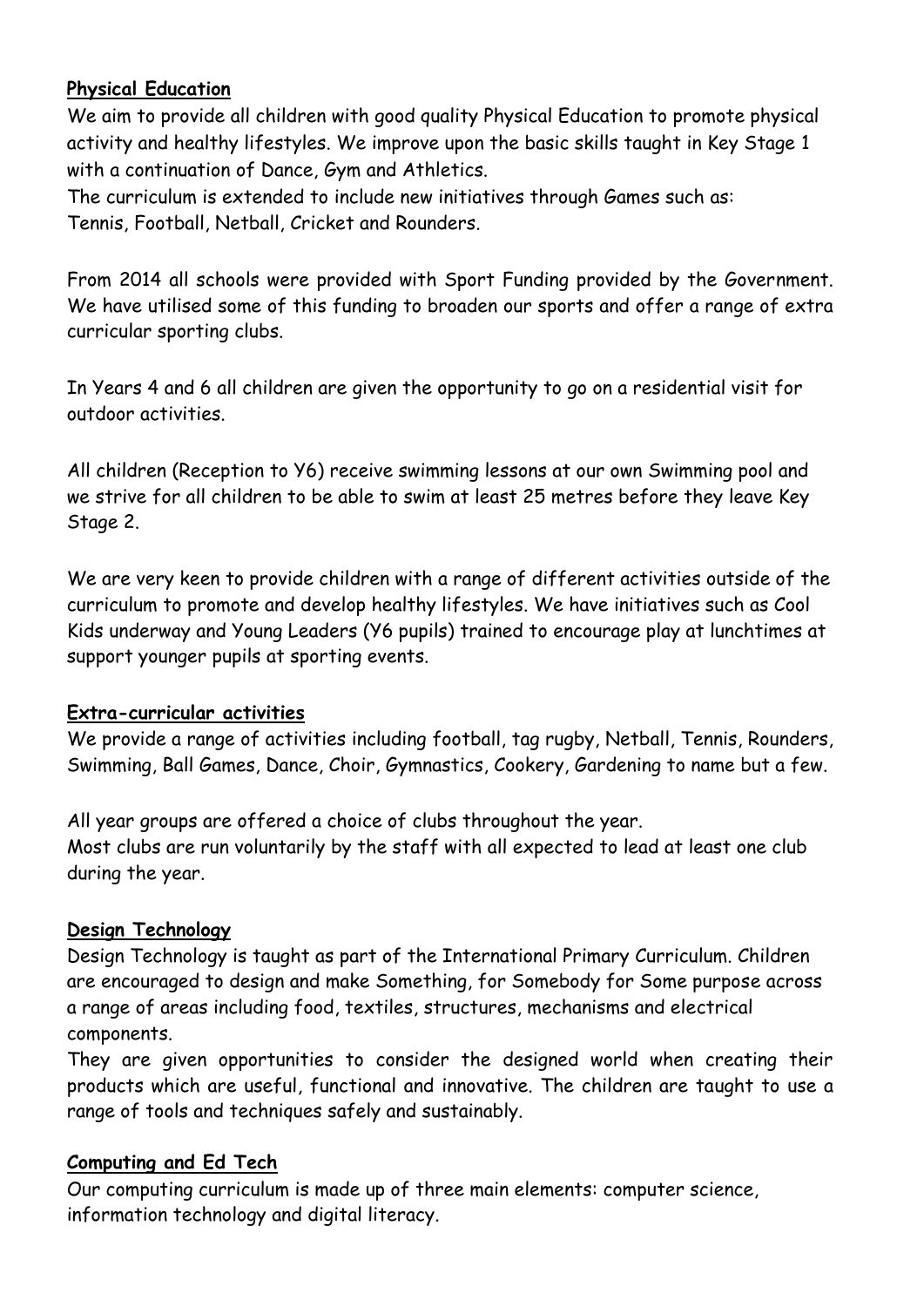## Physical Education

We aim to provide all children with good quality Physical Education to promote physical activity and healthy lifestyles. We improve upon the basic skills taught in Key Stage 1 with a continuation of Dance, Gym and Athletics.
The curriculum is extended to include new initiatives through Games such as: Tennis, Football, Netball, Cricket and Rounders.

From 2014 all schools were provided with Sport Funding provided by the Government. We have utilised some of this funding to broaden our sports and offer a range of extra curricular sporting clubs.

In Years 4 and 6 all children are given the opportunity to go on a residential visit for outdoor activities.

All children (Reception to Y6) receive swimming lessons at our own Swimming pool and we strive for all children to be able to swim at least 25 metres before they leave Key Stage 2.

We are very keen to provide children with a range of different activities outside of the curriculum to promote and develop healthy lifestyles. We have initiatives such as Cool Kids underway and Young Leaders (Y6 pupils) trained to encourage play at lunchtimes at support younger pupils at sporting events.

## Extra-curricular activities

We provide a range of activities including football, tag rugby, Netball, Tennis, Rounders, Swimming, Ball Games, Dance, Choir, Gymnastics, Cookery, Gardening to name but a few.

All year groups are offered a choice of clubs throughout the year.
Most clubs are run voluntarily by the staff with all expected to lead at least one club during the year.

## Design Technology

Design Technology is taught as part of the International Primary Curriculum. Children are encouraged to design and make Something, for Somebody for Some purpose across a range of areas including food, textiles, structures, mechanisms and electrical components.
They are given opportunities to consider the designed world when creating their products which are useful, functional and innovative. The children are taught to use a range of tools and techniques safely and sustainably.

## Computing and Ed Tech

Our computing curriculum is made up of three main elements: computer science, information technology and digital literacy.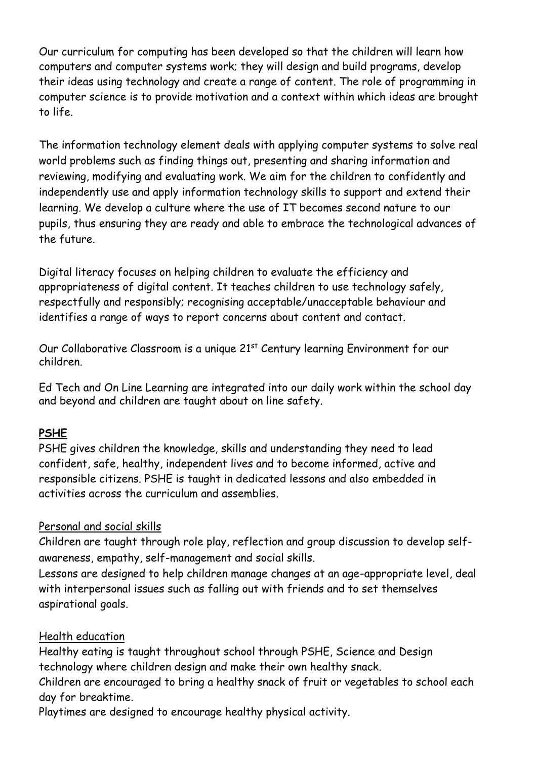Our curriculum for computing has been developed so that the children will learn how computers and computer systems work; they will design and build programs, develop their ideas using technology and create a range of content. The role of programming in computer science is to provide motivation and a context within which ideas are brought to life.

The information technology element deals with applying computer systems to solve real world problems such as finding things out, presenting and sharing information and reviewing, modifying and evaluating work. We aim for the children to confidently and independently use and apply information technology skills to support and extend their learning. We develop a culture where the use of IT becomes second nature to our pupils, thus ensuring they are ready and able to embrace the technological advances of the future.

Digital literacy focuses on helping children to evaluate the efficiency and appropriateness of digital content. It teaches children to use technology safely, respectfully and responsibly; recognising acceptable/unacceptable behaviour and identifies a range of ways to report concerns about content and contact.

Our Collaborative Classroom is a unique 21st Century learning Environment for our children.

Ed Tech and On Line Learning are integrated into our daily work within the school day and beyond and children are taught about on line safety.

## PSHE

PSHE gives children the knowledge, skills and understanding they need to lead confident, safe, healthy, independent lives and to become informed, active and responsible citizens. PSHE is taught in dedicated lessons and also embedded in activities across the curriculum and assemblies.

### Personal and social skills

Children are taught through role play, reflection and group discussion to develop self-awareness, empathy, self-management and social skills.

Lessons are designed to help children manage changes at an age-appropriate level, deal with interpersonal issues such as falling out with friends and to set themselves aspirational goals.

### Health education

Healthy eating is taught throughout school through PSHE, Science and Design technology where children design and make their own healthy snack.

Children are encouraged to bring a healthy snack of fruit or vegetables to school each day for breaktime.

Playtimes are designed to encourage healthy physical activity.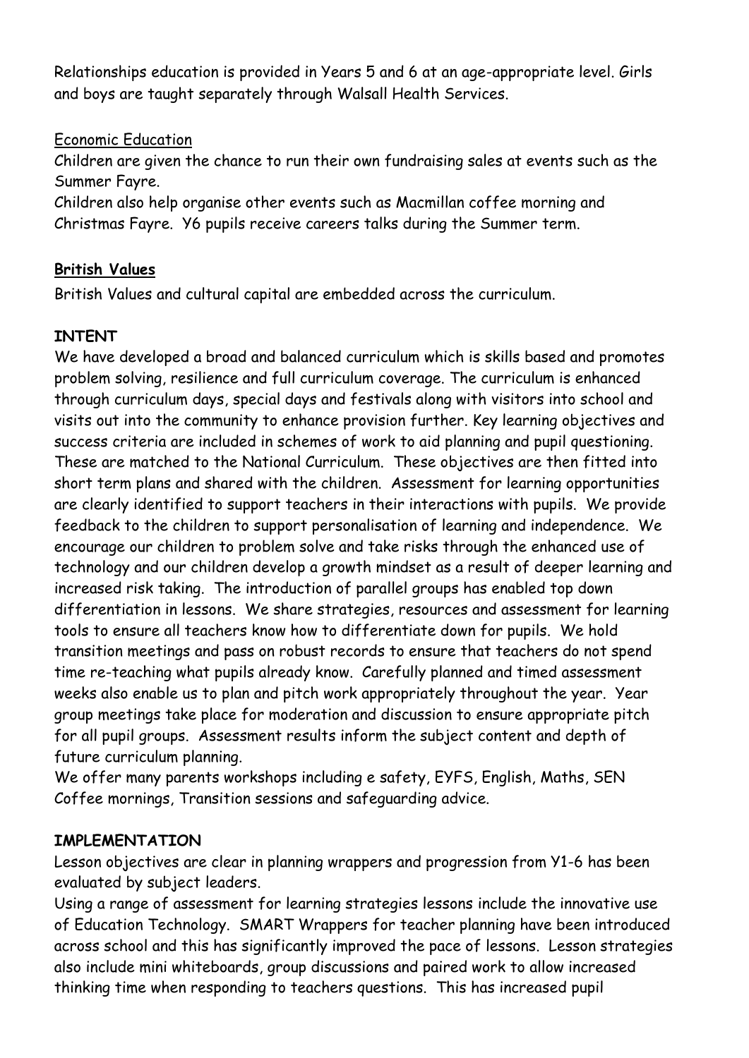Relationships education is provided in Years 5 and 6 at an age-appropriate level. Girls and boys are taught separately through Walsall Health Services.

Economic Education

Children are given the chance to run their own fundraising sales at events such as the Summer Fayre.

Children also help organise other events such as Macmillan coffee morning and Christmas Fayre. Y6 pupils receive careers talks during the Summer term.

**British Values**

British Values and cultural capital are embedded across the curriculum.

**INTENT**

We have developed a broad and balanced curriculum which is skills based and promotes problem solving, resilience and full curriculum coverage. The curriculum is enhanced through curriculum days, special days and festivals along with visitors into school and visits out into the community to enhance provision further. Key learning objectives and success criteria are included in schemes of work to aid planning and pupil questioning. These are matched to the National Curriculum. These objectives are then fitted into short term plans and shared with the children. Assessment for learning opportunities are clearly identified to support teachers in their interactions with pupils. We provide feedback to the children to support personalisation of learning and independence. We encourage our children to problem solve and take risks through the enhanced use of technology and our children develop a growth mindset as a result of deeper learning and increased risk taking. The introduction of parallel groups has enabled top down differentiation in lessons. We share strategies, resources and assessment for learning tools to ensure all teachers know how to differentiate down for pupils. We hold transition meetings and pass on robust records to ensure that teachers do not spend time re-teaching what pupils already know. Carefully planned and timed assessment weeks also enable us to plan and pitch work appropriately throughout the year. Year group meetings take place for moderation and discussion to ensure appropriate pitch for all pupil groups. Assessment results inform the subject content and depth of future curriculum planning.

We offer many parents workshops including e safety, EYFS, English, Maths, SEN Coffee mornings, Transition sessions and safeguarding advice.

**IMPLEMENTATION**

Lesson objectives are clear in planning wrappers and progression from Y1-6 has been evaluated by subject leaders.

Using a range of assessment for learning strategies lessons include the innovative use of Education Technology. SMART Wrappers for teacher planning have been introduced across school and this has significantly improved the pace of lessons. Lesson strategies also include mini whiteboards, group discussions and paired work to allow increased thinking time when responding to teachers questions. This has increased pupil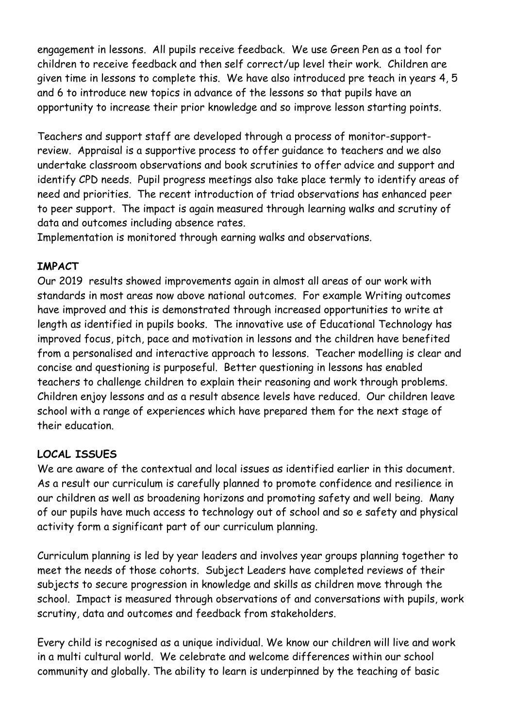engagement in lessons. All pupils receive feedback. We use Green Pen as a tool for children to receive feedback and then self correct/up level their work. Children are given time in lessons to complete this. We have also introduced pre teach in years 4, 5 and 6 to introduce new topics in advance of the lessons so that pupils have an opportunity to increase their prior knowledge and so improve lesson starting points.

Teachers and support staff are developed through a process of monitor-support-review. Appraisal is a supportive process to offer guidance to teachers and we also undertake classroom observations and book scrutinies to offer advice and support and identify CPD needs. Pupil progress meetings also take place termly to identify areas of need and priorities. The recent introduction of triad observations has enhanced peer to peer support. The impact is again measured through learning walks and scrutiny of data and outcomes including absence rates.
Implementation is monitored through earning walks and observations.

**IMPACT**

Our 2019 results showed improvements again in almost all areas of our work with standards in most areas now above national outcomes. For example Writing outcomes have improved and this is demonstrated through increased opportunities to write at length as identified in pupils books. The innovative use of Educational Technology has improved focus, pitch, pace and motivation in lessons and the children have benefited from a personalised and interactive approach to lessons. Teacher modelling is clear and concise and questioning is purposeful. Better questioning in lessons has enabled teachers to challenge children to explain their reasoning and work through problems. Children enjoy lessons and as a result absence levels have reduced. Our children leave school with a range of experiences which have prepared them for the next stage of their education.

**LOCAL ISSUES**

We are aware of the contextual and local issues as identified earlier in this document. As a result our curriculum is carefully planned to promote confidence and resilience in our children as well as broadening horizons and promoting safety and well being. Many of our pupils have much access to technology out of school and so e safety and physical activity form a significant part of our curriculum planning.

Curriculum planning is led by year leaders and involves year groups planning together to meet the needs of those cohorts. Subject Leaders have completed reviews of their subjects to secure progression in knowledge and skills as children move through the school. Impact is measured through observations of and conversations with pupils, work scrutiny, data and outcomes and feedback from stakeholders.

Every child is recognised as a unique individual. We know our children will live and work in a multi cultural world. We celebrate and welcome differences within our school community and globally. The ability to learn is underpinned by the teaching of basic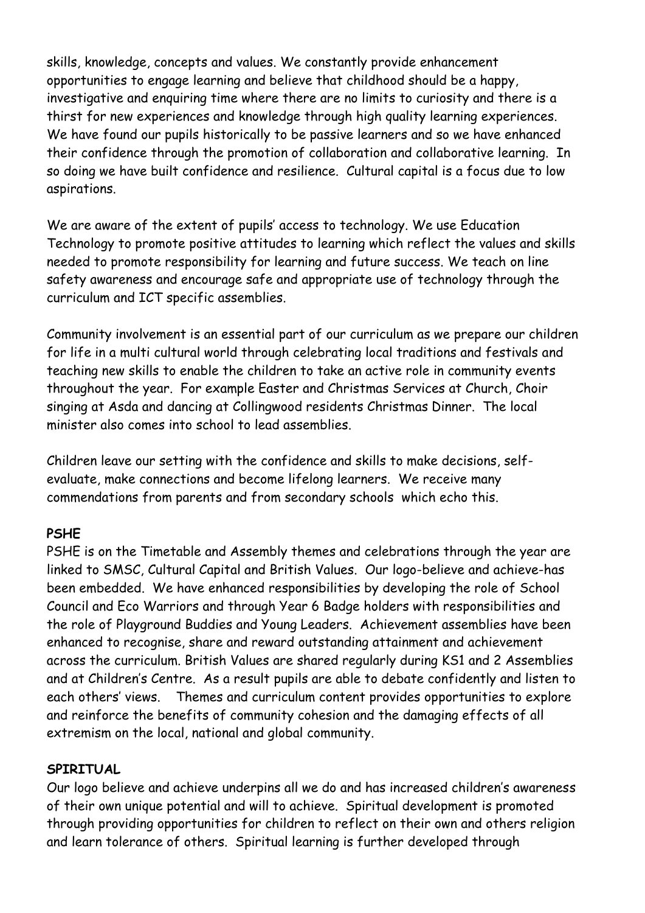skills, knowledge, concepts and values. We constantly provide enhancement opportunities to engage learning and believe that childhood should be a happy, investigative and enquiring time where there are no limits to curiosity and there is a thirst for new experiences and knowledge through high quality learning experiences. We have found our pupils historically to be passive learners and so we have enhanced their confidence through the promotion of collaboration and collaborative learning. In so doing we have built confidence and resilience. Cultural capital is a focus due to low aspirations.

We are aware of the extent of pupils' access to technology. We use Education Technology to promote positive attitudes to learning which reflect the values and skills needed to promote responsibility for learning and future success. We teach on line safety awareness and encourage safe and appropriate use of technology through the curriculum and ICT specific assemblies.

Community involvement is an essential part of our curriculum as we prepare our children for life in a multi cultural world through celebrating local traditions and festivals and teaching new skills to enable the children to take an active role in community events throughout the year. For example Easter and Christmas Services at Church, Choir singing at Asda and dancing at Collingwood residents Christmas Dinner. The local minister also comes into school to lead assemblies.

Children leave our setting with the confidence and skills to make decisions, self-evaluate, make connections and become lifelong learners. We receive many commendations from parents and from secondary schools which echo this.

**PSHE**

PSHE is on the Timetable and Assembly themes and celebrations through the year are linked to SMSC, Cultural Capital and British Values. Our logo-believe and achieve-has been embedded. We have enhanced responsibilities by developing the role of School Council and Eco Warriors and through Year 6 Badge holders with responsibilities and the role of Playground Buddies and Young Leaders. Achievement assemblies have been enhanced to recognise, share and reward outstanding attainment and achievement across the curriculum. British Values are shared regularly during KS1 and 2 Assemblies and at Children's Centre. As a result pupils are able to debate confidently and listen to each others' views. Themes and curriculum content provides opportunities to explore and reinforce the benefits of community cohesion and the damaging effects of all extremism on the local, national and global community.

**SPIRITUAL**

Our logo believe and achieve underpins all we do and has increased children's awareness of their own unique potential and will to achieve. Spiritual development is promoted through providing opportunities for children to reflect on their own and others religion and learn tolerance of others. Spiritual learning is further developed through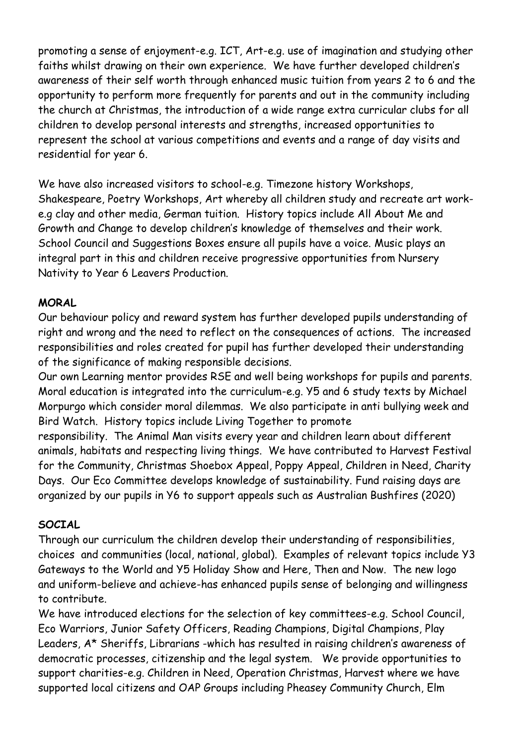promoting a sense of enjoyment-e.g. ICT, Art-e.g. use of imagination and studying other faiths whilst drawing on their own experience. We have further developed children's awareness of their self worth through enhanced music tuition from years 2 to 6 and the opportunity to perform more frequently for parents and out in the community including the church at Christmas, the introduction of a wide range extra curricular clubs for all children to develop personal interests and strengths, increased opportunities to represent the school at various competitions and events and a range of day visits and residential for year 6.

We have also increased visitors to school-e.g. Timezone history Workshops, Shakespeare, Poetry Workshops, Art whereby all children study and recreate art work-e.g clay and other media, German tuition. History topics include All About Me and Growth and Change to develop children's knowledge of themselves and their work. School Council and Suggestions Boxes ensure all pupils have a voice. Music plays an integral part in this and children receive progressive opportunities from Nursery Nativity to Year 6 Leavers Production.

**MORAL**

Our behaviour policy and reward system has further developed pupils understanding of right and wrong and the need to reflect on the consequences of actions. The increased responsibilities and roles created for pupil has further developed their understanding of the significance of making responsible decisions.

Our own Learning mentor provides RSE and well being workshops for pupils and parents. Moral education is integrated into the curriculum-e.g. Y5 and 6 study texts by Michael Morpurgo which consider moral dilemmas. We also participate in anti bullying week and Bird Watch. History topics include Living Together to promote responsibility. The Animal Man visits every year and children learn about different animals, habitats and respecting living things. We have contributed to Harvest Festival for the Community, Christmas Shoebox Appeal, Poppy Appeal, Children in Need, Charity Days. Our Eco Committee develops knowledge of sustainability. Fund raising days are organized by our pupils in Y6 to support appeals such as Australian Bushfires (2020)

**SOCIAL**

Through our curriculum the children develop their understanding of responsibilities, choices and communities (local, national, global). Examples of relevant topics include Y3 Gateways to the World and Y5 Holiday Show and Here, Then and Now. The new logo and uniform-believe and achieve-has enhanced pupils sense of belonging and willingness to contribute.

We have introduced elections for the selection of key committees-e.g. School Council, Eco Warriors, Junior Safety Officers, Reading Champions, Digital Champions, Play Leaders, A* Sheriffs, Librarians -which has resulted in raising children's awareness of democratic processes, citizenship and the legal system. We provide opportunities to support charities-e.g. Children in Need, Operation Christmas, Harvest where we have supported local citizens and OAP Groups including Pheasey Community Church, Elm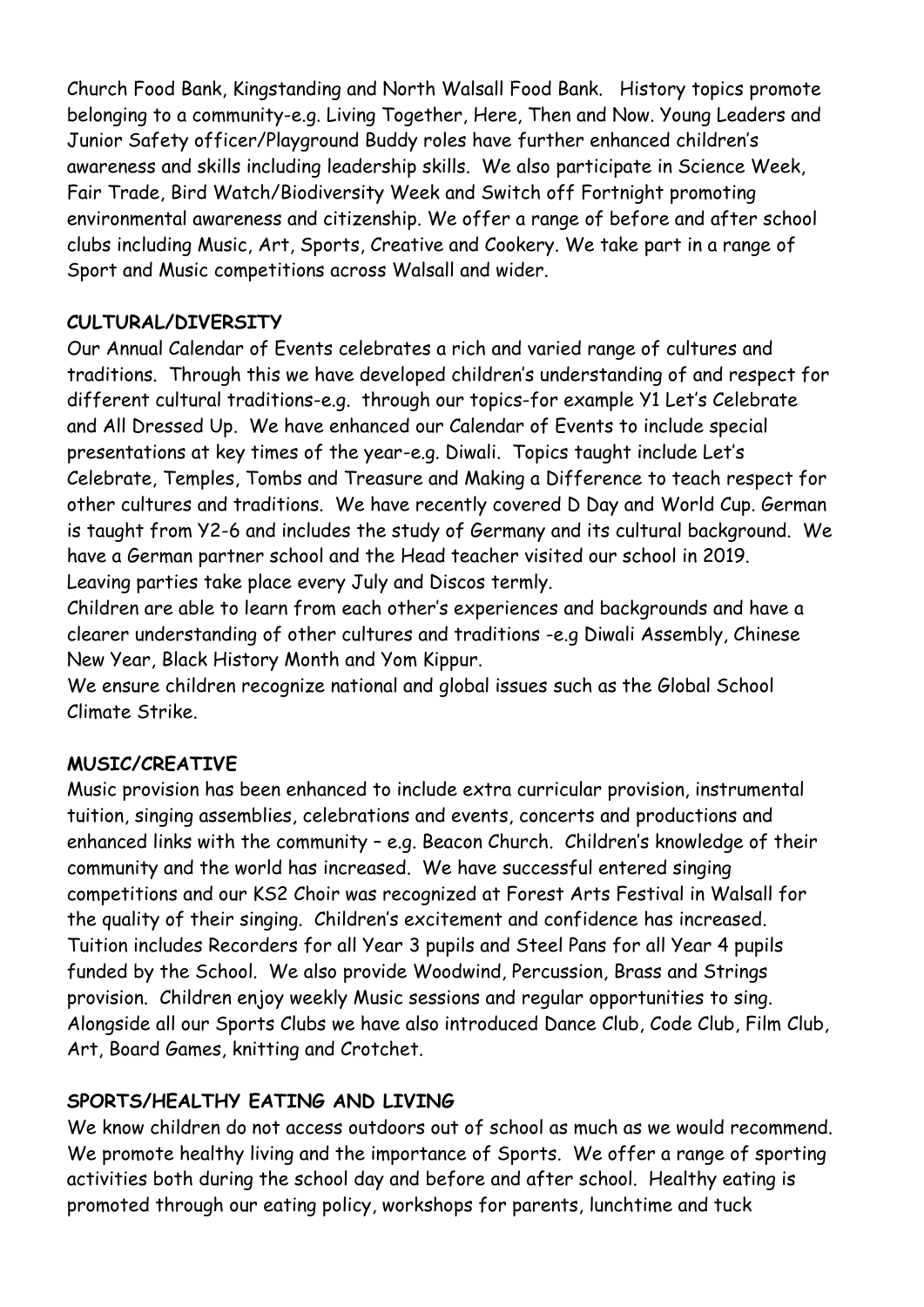Church Food Bank, Kingstanding and North Walsall Food Bank. History topics promote belonging to a community-e.g. Living Together, Here, Then and Now. Young Leaders and Junior Safety officer/Playground Buddy roles have further enhanced children's awareness and skills including leadership skills. We also participate in Science Week, Fair Trade, Bird Watch/Biodiversity Week and Switch off Fortnight promoting environmental awareness and citizenship. We offer a range of before and after school clubs including Music, Art, Sports, Creative and Cookery. We take part in a range of Sport and Music competitions across Walsall and wider.

**CULTURAL/DIVERSITY**

Our Annual Calendar of Events celebrates a rich and varied range of cultures and traditions. Through this we have developed children's understanding of and respect for different cultural traditions-e.g. through our topics-for example Y1 Let's Celebrate and All Dressed Up. We have enhanced our Calendar of Events to include special presentations at key times of the year-e.g. Diwali. Topics taught include Let's Celebrate, Temples, Tombs and Treasure and Making a Difference to teach respect for other cultures and traditions. We have recently covered D Day and World Cup. German is taught from Y2-6 and includes the study of Germany and its cultural background. We have a German partner school and the Head teacher visited our school in 2019. Leaving parties take place every July and Discos termly.

Children are able to learn from each other's experiences and backgrounds and have a clearer understanding of other cultures and traditions -e.g Diwali Assembly, Chinese New Year, Black History Month and Yom Kippur.

We ensure children recognize national and global issues such as the Global School Climate Strike.

**MUSIC/CREATIVE**

Music provision has been enhanced to include extra curricular provision, instrumental tuition, singing assemblies, celebrations and events, concerts and productions and enhanced links with the community – e.g. Beacon Church. Children's knowledge of their community and the world has increased. We have successful entered singing competitions and our KS2 Choir was recognized at Forest Arts Festival in Walsall for the quality of their singing. Children's excitement and confidence has increased. Tuition includes Recorders for all Year 3 pupils and Steel Pans for all Year 4 pupils funded by the School. We also provide Woodwind, Percussion, Brass and Strings provision. Children enjoy weekly Music sessions and regular opportunities to sing. Alongside all our Sports Clubs we have also introduced Dance Club, Code Club, Film Club, Art, Board Games, knitting and Crotchet.

**SPORTS/HEALTHY EATING AND LIVING**

We know children do not access outdoors out of school as much as we would recommend. We promote healthy living and the importance of Sports. We offer a range of sporting activities both during the school day and before and after school. Healthy eating is promoted through our eating policy, workshops for parents, lunchtime and tuck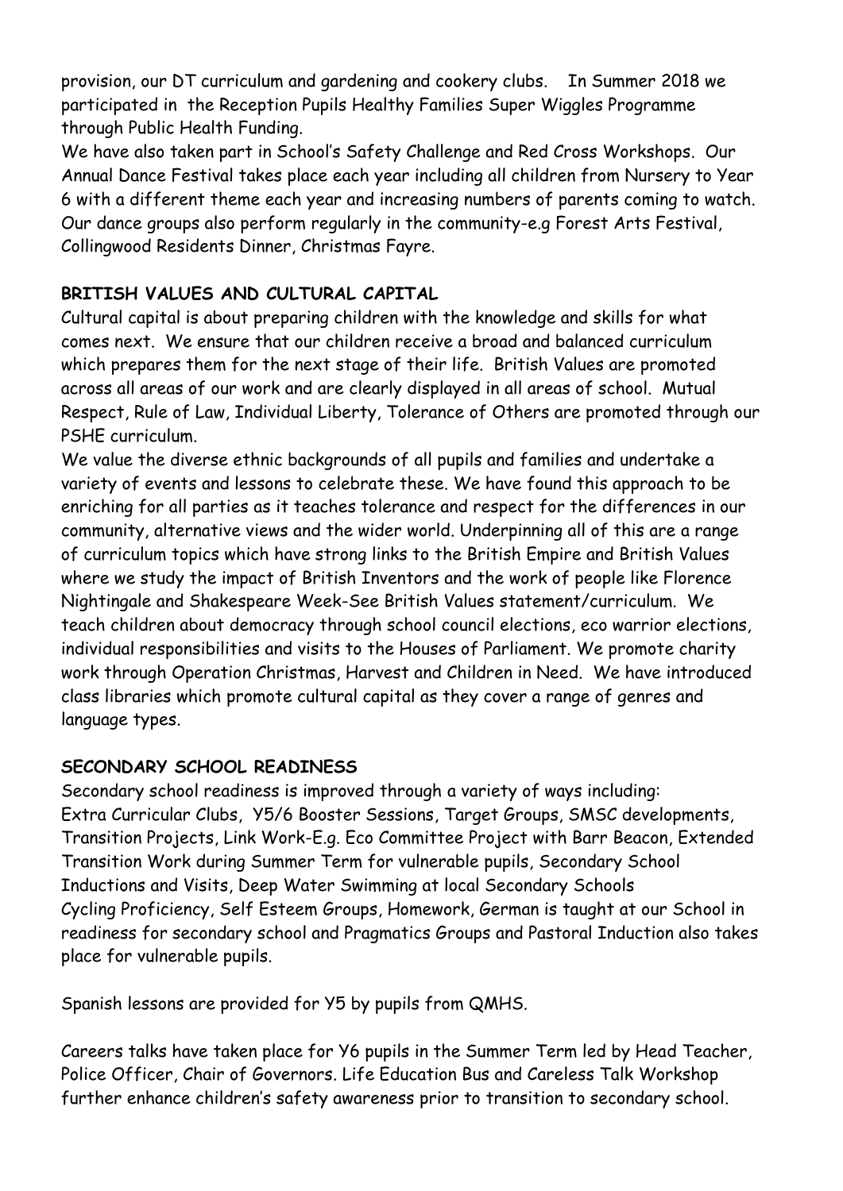provision, our DT curriculum and gardening and cookery clubs. In Summer 2018 we participated in the Reception Pupils Healthy Families Super Wiggles Programme through Public Health Funding.

We have also taken part in School's Safety Challenge and Red Cross Workshops. Our Annual Dance Festival takes place each year including all children from Nursery to Year 6 with a different theme each year and increasing numbers of parents coming to watch. Our dance groups also perform regularly in the community-e.g Forest Arts Festival, Collingwood Residents Dinner, Christmas Fayre.

**BRITISH VALUES AND CULTURAL CAPITAL**

Cultural capital is about preparing children with the knowledge and skills for what comes next. We ensure that our children receive a broad and balanced curriculum which prepares them for the next stage of their life. British Values are promoted across all areas of our work and are clearly displayed in all areas of school. Mutual Respect, Rule of Law, Individual Liberty, Tolerance of Others are promoted through our PSHE curriculum.

We value the diverse ethnic backgrounds of all pupils and families and undertake a variety of events and lessons to celebrate these. We have found this approach to be enriching for all parties as it teaches tolerance and respect for the differences in our community, alternative views and the wider world. Underpinning all of this are a range of curriculum topics which have strong links to the British Empire and British Values where we study the impact of British Inventors and the work of people like Florence Nightingale and Shakespeare Week-See British Values statement/curriculum. We teach children about democracy through school council elections, eco warrior elections, individual responsibilities and visits to the Houses of Parliament. We promote charity work through Operation Christmas, Harvest and Children in Need. We have introduced class libraries which promote cultural capital as they cover a range of genres and language types.

**SECONDARY SCHOOL READINESS**

Secondary school readiness is improved through a variety of ways including:
Extra Curricular Clubs, Y5/6 Booster Sessions, Target Groups, SMSC developments, Transition Projects, Link Work-E.g. Eco Committee Project with Barr Beacon, Extended Transition Work during Summer Term for vulnerable pupils, Secondary School Inductions and Visits, Deep Water Swimming at local Secondary Schools
Cycling Proficiency, Self Esteem Groups, Homework, German is taught at our School in readiness for secondary school and Pragmatics Groups and Pastoral Induction also takes place for vulnerable pupils.

Spanish lessons are provided for Y5 by pupils from QMHS.

Careers talks have taken place for Y6 pupils in the Summer Term led by Head Teacher, Police Officer, Chair of Governors. Life Education Bus and Careless Talk Workshop further enhance children's safety awareness prior to transition to secondary school.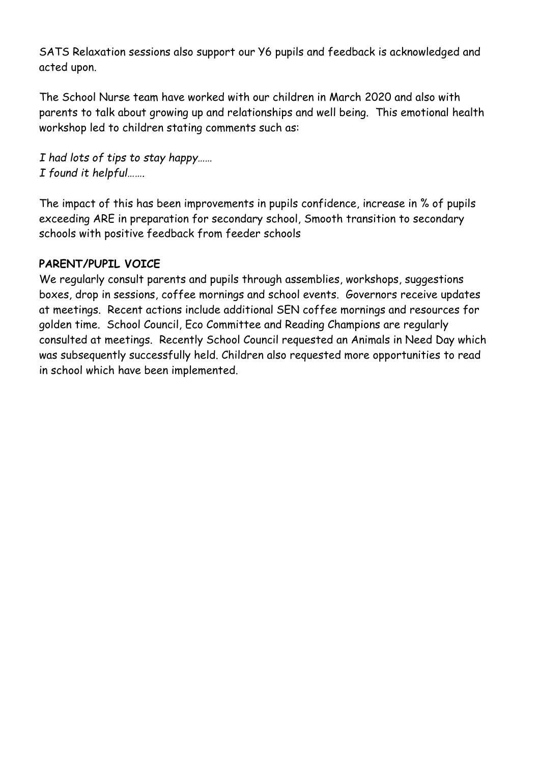SATS Relaxation sessions also support our Y6 pupils and feedback is acknowledged and acted upon.

The School Nurse team have worked with our children in March 2020 and also with parents to talk about growing up and relationships and well being. This emotional health workshop led to children stating comments such as:

*I had lots of tips to stay happy……*
*I found it helpful…….*

The impact of this has been improvements in pupils confidence, increase in % of pupils exceeding ARE in preparation for secondary school, Smooth transition to secondary schools with positive feedback from feeder schools

**PARENT/PUPIL VOICE**

We regularly consult parents and pupils through assemblies, workshops, suggestions boxes, drop in sessions, coffee mornings and school events. Governors receive updates at meetings. Recent actions include additional SEN coffee mornings and resources for golden time. School Council, Eco Committee and Reading Champions are regularly consulted at meetings. Recently School Council requested an Animals in Need Day which was subsequently successfully held. Children also requested more opportunities to read in school which have been implemented.